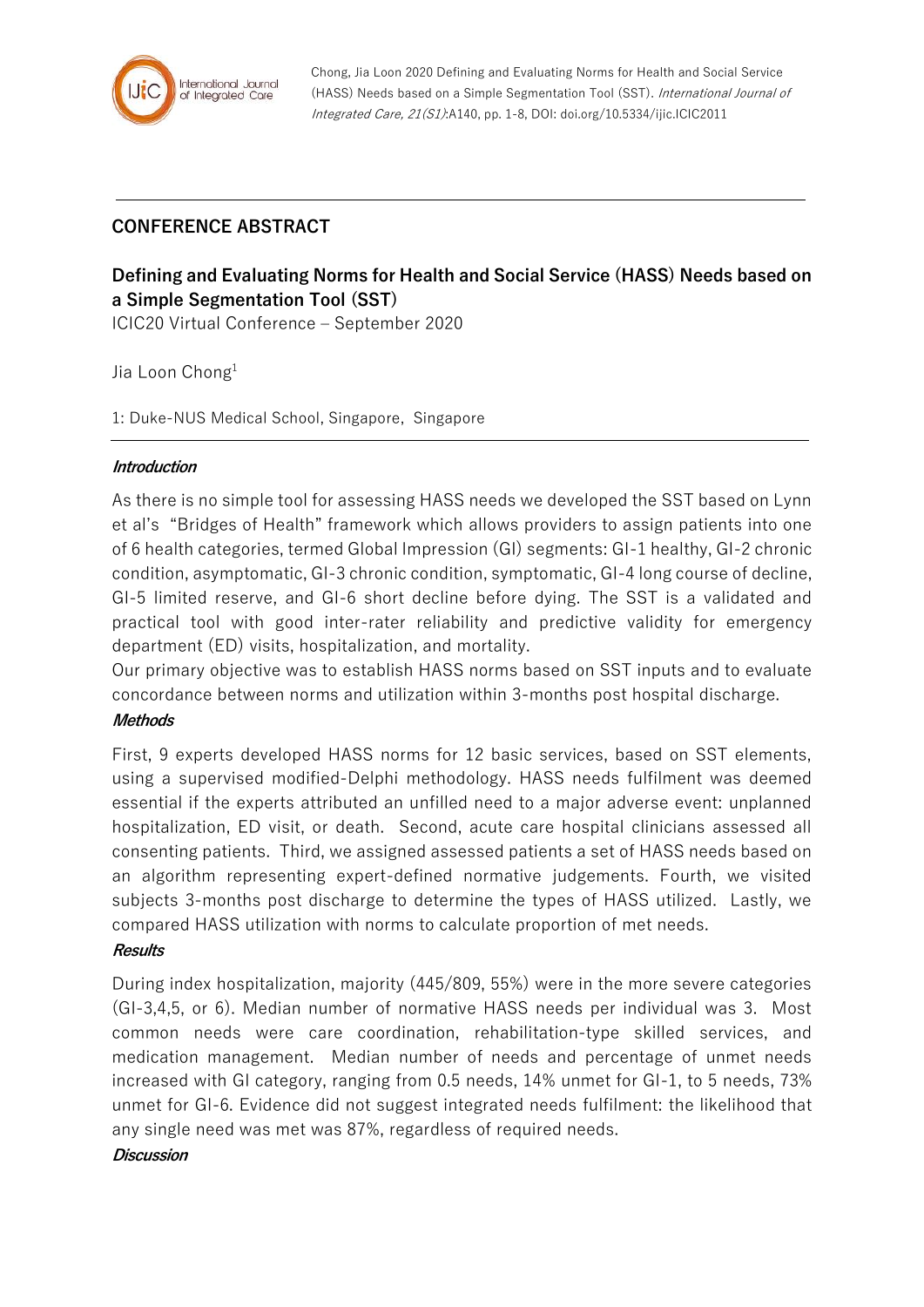Chong, Jia Loon 2020 Defining and Evaluating Norms for Health and Social Service (HASS) Needs based on a Simple Segmentation Tool (SST). *International Journal of Integrated Care, 21(S1)*:A140, pp. 1-8, DOI: doi.org/10.5334/ijic.ICIC2011

## CONFERENCE ABSTRACT

# Defining and Evaluating Norms for Health and Social Service (HASS) Needs based on a Simple Segmentation Tool (SST)

ICIC20 Virtual Conference – September 2020

Jia Loon Chong[1]

1: Duke-NUS Medical School, Singapore, Singapore

### *Introduction*

As there is no simple tool for assessing HASS needs we developed the SST based on Lynn et al's "Bridges of Health" framework which allows providers to assign patients into one of 6 health categories, termed Global Impression (GI) segments: GI-1 healthy, GI-2 chronic condition, asymptomatic, GI-3 chronic condition, symptomatic, GI-4 long course of decline, GI-5 limited reserve, and GI-6 short decline before dying. The SST is a validated and practical tool with good inter-rater reliability and predictive validity for emergency department (ED) visits, hospitalization, and mortality.

Our primary objective was to establish HASS norms based on SST inputs and to evaluate concordance between norms and utilization within 3-months post hospital discharge.

### *Methods*

First, 9 experts developed HASS norms for 12 basic services, based on SST elements, using a supervised modified-Delphi methodology. HASS needs fulfilment was deemed essential if the experts attributed an unfilled need to a major adverse event: unplanned hospitalization, ED visit, or death. Second, acute care hospital clinicians assessed all consenting patients. Third, we assigned assessed patients a set of HASS needs based on an algorithm representing expert-defined normative judgements. Fourth, we visited subjects 3-months post discharge to determine the types of HASS utilized. Lastly, we compared HASS utilization with norms to calculate proportion of met needs.

### *Results*

During index hospitalization, majority (445/809, 55%) were in the more severe categories (GI-3,4,5, or 6). Median number of normative HASS needs per individual was 3. Most common needs were care coordination, rehabilitation-type skilled services, and medication management. Median number of needs and percentage of unmet needs increased with GI category, ranging from 0.5 needs, 14% unmet for GI-1, to 5 needs, 73% unmet for GI-6. Evidence did not suggest integrated needs fulfilment: the likelihood that any single need was met was 87%, regardless of required needs.

### *Discussion*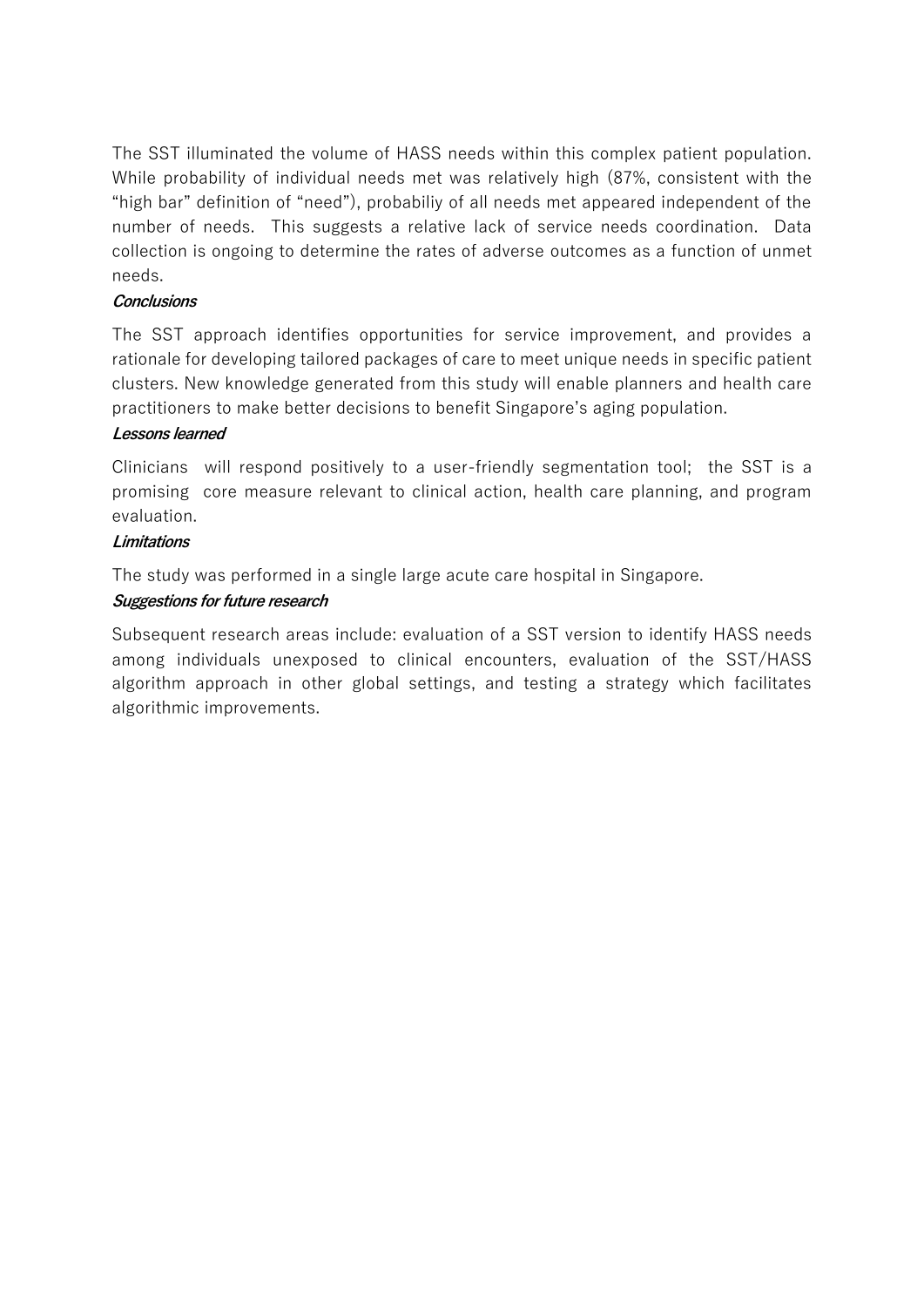The SST illuminated the volume of HASS needs within this complex patient population. While probability of individual needs met was relatively high (87%, consistent with the "high bar" definition of "need"), probabiliy of all needs met appeared independent of the number of needs. This suggests a relative lack of service needs coordination. Data collection is ongoing to determine the rates of adverse outcomes as a function of unmet needs.

***Conclusions***

The SST approach identifies opportunities for service improvement, and provides a rationale for developing tailored packages of care to meet unique needs in specific patient clusters. New knowledge generated from this study will enable planners and health care practitioners to make better decisions to benefit Singapore's aging population.

***Lessons learned***

Clinicians will respond positively to a user-friendly segmentation tool; the SST is a promising core measure relevant to clinical action, health care planning, and program evaluation.

***Limitations***

The study was performed in a single large acute care hospital in Singapore.

***Suggestions for future research***

Subsequent research areas include: evaluation of a SST version to identify HASS needs among individuals unexposed to clinical encounters, evaluation of the SST/HASS algorithm approach in other global settings, and testing a strategy which facilitates algorithmic improvements.